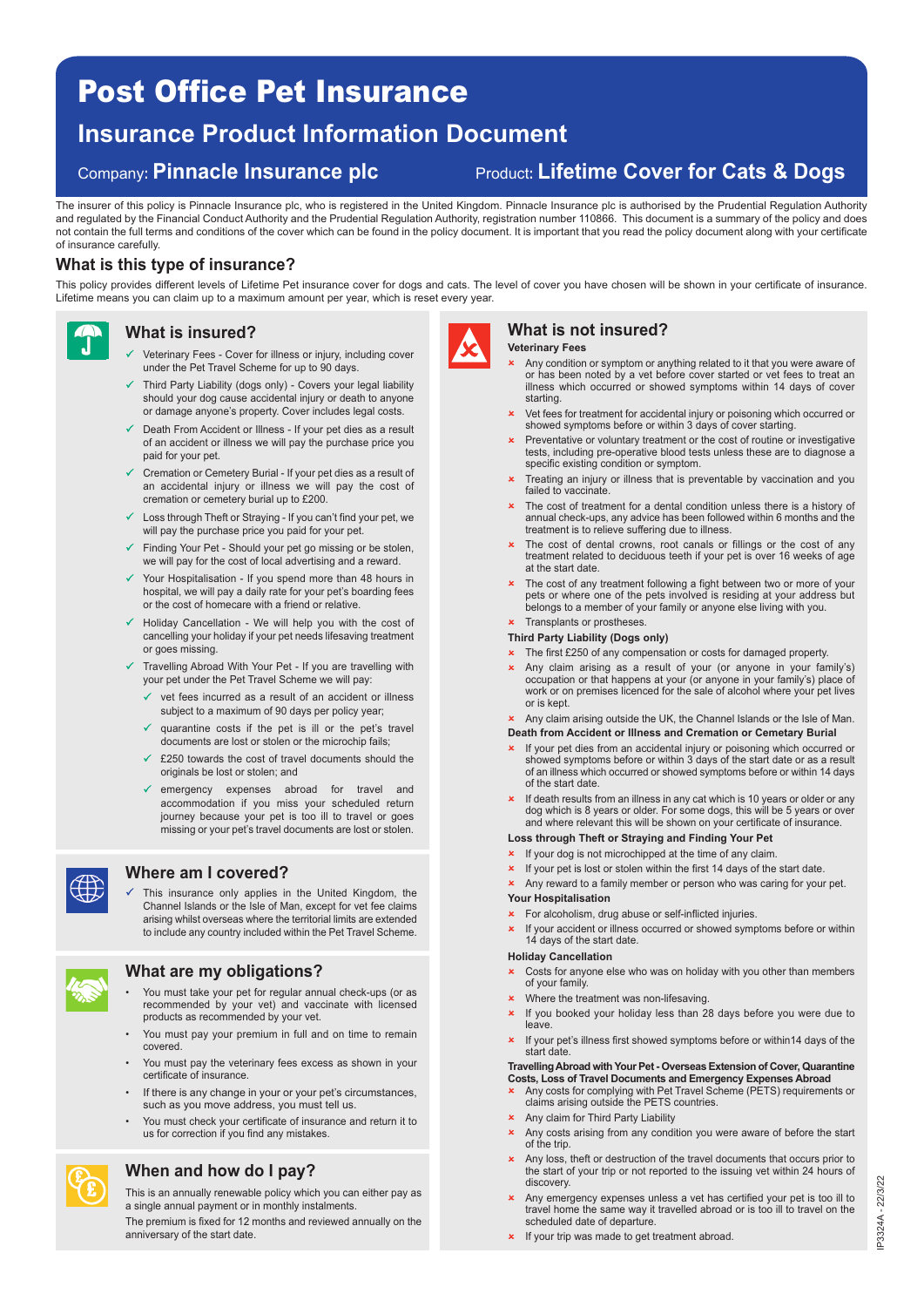# Post Office Pet Insurance

## Insurance Product Information Document

Company: **Pinnacle Insurance plc** Product: **Lifetime Cover for Cats & Dogs**

The insurer of this policy is Pinnacle Insurance plc, who is registered in the United Kingdom. Pinnacle Insurance plc is authorised by the Prudential Regulation Authority and regulated by the Financial Conduct Authority and the Prudential Regulation Authority, registration number 110866. This document is a summary of the policy and does not contain the full terms and conditions of the cover which can be found in the policy document. It is important that you read the policy document along with your certificate of insurance carefully.

## What is this type of insurance?

This policy provides different levels of Lifetime Pet insurance cover for dogs and cats. The level of cover you have chosen will be shown in your certificate of insurance. Lifetime means you can claim up to a maximum amount per year, which is reset every year.

### What is insured?

- ✓ Veterinary Fees - Cover for illness or injury, including cover under the Pet Travel Scheme for up to 90 days.
- ✓ Third Party Liability (dogs only) - Covers your legal liability should your dog cause accidental injury or death to anyone or damage anyone's property. Cover includes legal costs.
- ✓ Death From Accident or Illness - If your pet dies as a result of an accident or illness we will pay the purchase price you paid for your pet.
- ✓ Cremation or Cemetery Burial - If your pet dies as a result of an accidental injury or illness we will pay the cost of cremation or cemetery burial up to £200.
- ✓ Loss through Theft or Straying - If you can't find your pet, we will pay the purchase price you paid for your pet.
- ✓ Finding Your Pet - Should your pet go missing or be stolen, we will pay for the cost of local advertising and a reward.
- ✓ Your Hospitalisation - If you spend more than 48 hours in hospital, we will pay a daily rate for your pet's boarding fees or the cost of homecare with a friend or relative.
- ✓ Holiday Cancellation - We will help you with the cost of cancelling your holiday if your pet needs lifesaving treatment or goes missing.
- ✓ Travelling Abroad With Your Pet - If you are travelling with your pet under the Pet Travel Scheme we will pay:
  - ✓ vet fees incurred as a result of an accident or illness subject to a maximum of 90 days per policy year;
  - ✓ quarantine costs if the pet is ill or the pet's travel documents are lost or stolen or the microchip fails;
  - ✓ £250 towards the cost of travel documents should the originals be lost or stolen; and
  - ✓ emergency expenses abroad for travel and accommodation if you miss your scheduled return journey because your pet is too ill to travel or goes missing or your pet's travel documents are lost or stolen.

### Where am I covered?

- ✓ This insurance only applies in the United Kingdom, the Channel Islands or the Isle of Man, except for vet fee claims arising whilst overseas where the territorial limits are extended to include any country included within the Pet Travel Scheme.

### What are my obligations?

- You must take your pet for regular annual check-ups (or as recommended by your vet) and vaccinate with licensed products as recommended by your vet.
- You must pay your premium in full and on time to remain covered.
- You must pay the veterinary fees excess as shown in your certificate of insurance.
- If there is any change in your or your pet's circumstances, such as you move address, you must tell us.
- You must check your certificate of insurance and return it to us for correction if you find any mistakes.

### When and how do I pay?

This is an annually renewable policy which you can either pay as a single annual payment or in monthly instalments.

The premium is fixed for 12 months and reviewed annually on the anniversary of the start date.

### What is not insured?

**Veterinary Fees**

- ✗ Any condition or symptom or anything related to it that you were aware of or has been noted by a vet before cover started or vet fees to treat an illness which occurred or showed symptoms within 14 days of cover starting.
- ✗ Vet fees for treatment for accidental injury or poisoning which occurred or showed symptoms before or within 3 days of cover starting.
- ✗ Preventative or voluntary treatment or the cost of routine or investigative tests, including pre-operative blood tests unless these are to diagnose a specific existing condition or symptom.
- ✗ Treating an injury or illness that is preventable by vaccination and you failed to vaccinate.
- ✗ The cost of treatment for a dental condition unless there is a history of annual check-ups, any advice has been followed within 6 months and the treatment is to relieve suffering due to illness.
- ✗ The cost of dental crowns, root canals or fillings or the cost of any treatment related to deciduous teeth if your pet is over 16 weeks of age at the start date.
- ✗ The cost of any treatment following a fight between two or more of your pets or where one of the pets involved is residing at your address but belongs to a member of your family or anyone else living with you.
- ✗ Transplants or prostheses.

**Third Party Liability (Dogs only)**

- ✗ The first £250 of any compensation or costs for damaged property.
- ✗ Any claim arising as a result of your (or anyone in your family's) occupation or that happens at your (or anyone in your family's) place of work or on premises licenced for the sale of alcohol where your pet lives or is kept.
- ✗ Any claim arising outside the UK, the Channel Islands or the Isle of Man.

**Death from Accident or Illness and Cremation or Cemetary Burial**

- ✗ If your pet dies from an accidental injury or poisoning which occurred or showed symptoms before or within 3 days of the start date or as a result of an illness which occurred or showed symptoms before or within 14 days of the start date.
- ✗ If death results from an illness in any cat which is 10 years or older or any dog which is 8 years or older. For some dogs, this will be 5 years or over and where relevant this will be shown on your certificate of insurance.

**Loss through Theft or Straying and Finding Your Pet**

- ✗ If your dog is not microchipped at the time of any claim.
- ✗ If your pet is lost or stolen within the first 14 days of the start date.
- ✗ Any reward to a family member or person who was caring for your pet.

**Your Hospitalisation**

- ✗ For alcoholism, drug abuse or self-inflicted injuries.
- ✗ If your accident or illness occurred or showed symptoms before or within 14 days of the start date.

**Holiday Cancellation**

- ✗ Costs for anyone else who was on holiday with you other than members of your family.
- ✗ Where the treatment was non-lifesaving.
- ✗ If you booked your holiday less than 28 days before you were due to leave.
- ✗ If your pet's illness first showed symptoms before or within14 days of the start date.

**Travelling Abroad with Your Pet - Overseas Extension of Cover, Quarantine Costs, Loss of Travel Documents and Emergency Expenses Abroad**

- ✗ Any costs for complying with Pet Travel Scheme (PETS) requirements or claims arising outside the PETS countries.
- ✗ Any claim for Third Party Liability
- ✗ Any costs arising from any condition you were aware of before the start of the trip.
- ✗ Any loss, theft or destruction of the travel documents that occurs prior to the start of your trip or not reported to the issuing vet within 24 hours of discovery.
- ✗ Any emergency expenses unless a vet has certified your pet is too ill to travel home the same way it travelled abroad or is too ill to travel on the scheduled date of departure.
- ✗ If your trip was made to get treatment abroad.

IP3324A - 22/3/22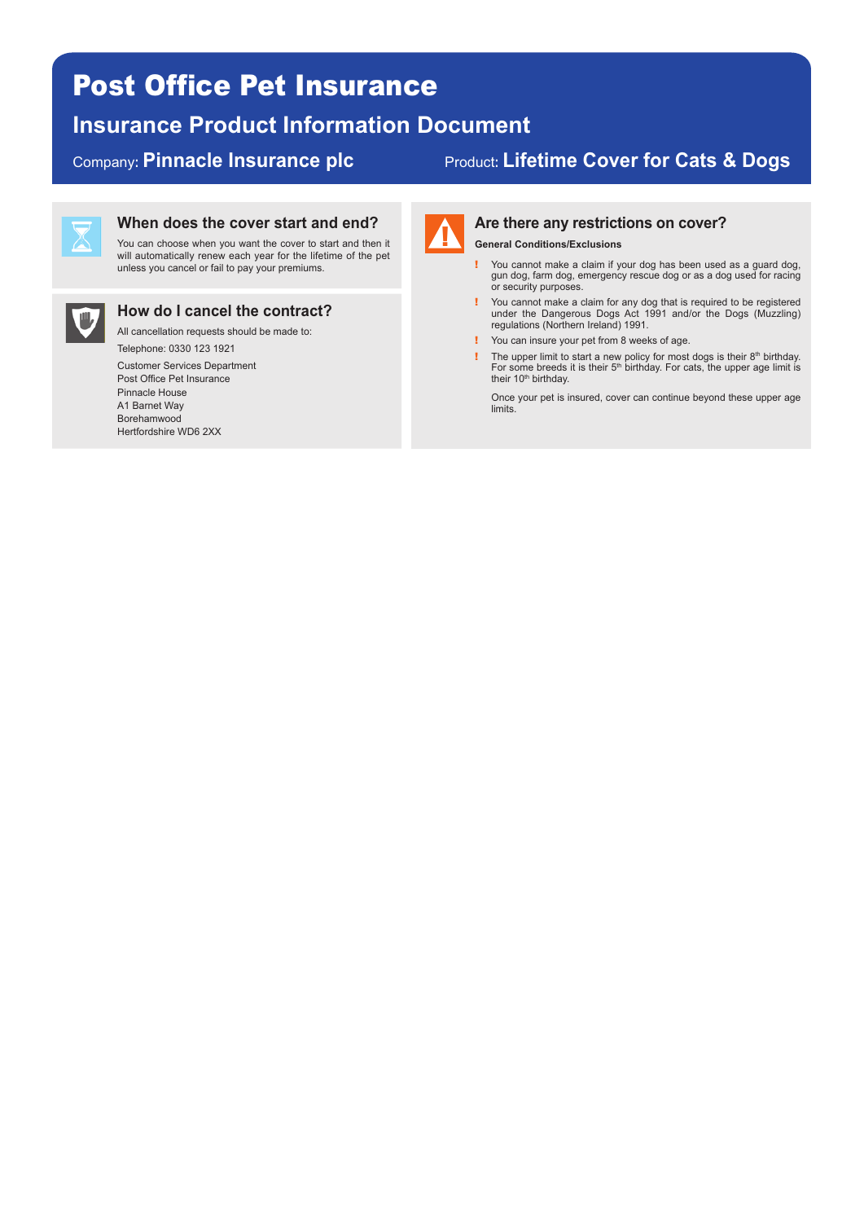# Post Office Pet Insurance

## Insurance Product Information Document

Company: **Pinnacle Insurance plc**

Product: **Lifetime Cover for Cats & Dogs**

### When does the cover start and end?

You can choose when you want the cover to start and then it will automatically renew each year for the lifetime of the pet unless you cancel or fail to pay your premiums.

### How do I cancel the contract?

All cancellation requests should be made to:

Telephone: 0330 123 1921

Customer Services Department
Post Office Pet Insurance
Pinnacle House
A1 Barnet Way
Borehamwood
Hertfordshire WD6 2XX

### Are there any restrictions on cover?

**General Conditions/Exclusions**

- ! You cannot make a claim if your dog has been used as a guard dog, gun dog, farm dog, emergency rescue dog or as a dog used for racing or security purposes.
- ! You cannot make a claim for any dog that is required to be registered under the Dangerous Dogs Act 1991 and/or the Dogs (Muzzling) regulations (Northern Ireland) 1991.
- ! You can insure your pet from 8 weeks of age.
- ! The upper limit to start a new policy for most dogs is their 8th birthday. For some breeds it is their 5th birthday. For cats, the upper age limit is their 10th birthday.

  Once your pet is insured, cover can continue beyond these upper age limits.